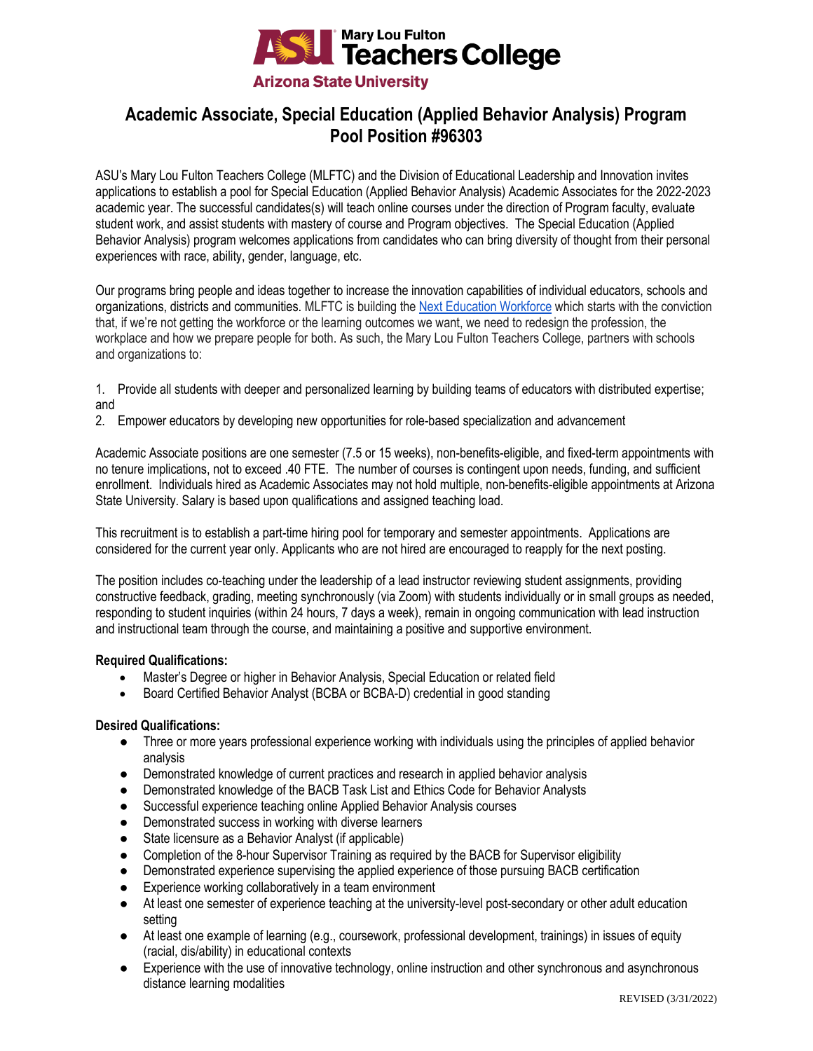Mary Lou Fulton Teachers College
Arizona State University

# Academic Associate, Special Education (Applied Behavior Analysis) Program
# Pool Position #96303

ASU's Mary Lou Fulton Teachers College (MLFTC) and the Division of Educational Leadership and Innovation invites applications to establish a pool for Special Education (Applied Behavior Analysis) Academic Associates for the 2022-2023 academic year. The successful candidates(s) will teach online courses under the direction of Program faculty, evaluate student work, and assist students with mastery of course and Program objectives. The Special Education (Applied Behavior Analysis) program welcomes applications from candidates who can bring diversity of thought from their personal experiences with race, ability, gender, language, etc.

Our programs bring people and ideas together to increase the innovation capabilities of individual educators, schools and organizations, districts and communities. MLFTC is building the Next Education Workforce which starts with the conviction that, if we're not getting the workforce or the learning outcomes we want, we need to redesign the profession, the workplace and how we prepare people for both. As such, the Mary Lou Fulton Teachers College, partners with schools and organizations to:

1. Provide all students with deeper and personalized learning by building teams of educators with distributed expertise; and
2. Empower educators by developing new opportunities for role-based specialization and advancement

Academic Associate positions are one semester (7.5 or 15 weeks), non-benefits-eligible, and fixed-term appointments with no tenure implications, not to exceed .40 FTE. The number of courses is contingent upon needs, funding, and sufficient enrollment. Individuals hired as Academic Associates may not hold multiple, non-benefits-eligible appointments at Arizona State University. Salary is based upon qualifications and assigned teaching load.

This recruitment is to establish a part-time hiring pool for temporary and semester appointments. Applications are considered for the current year only. Applicants who are not hired are encouraged to reapply for the next posting.

The position includes co-teaching under the leadership of a lead instructor reviewing student assignments, providing constructive feedback, grading, meeting synchronously (via Zoom) with students individually or in small groups as needed, responding to student inquiries (within 24 hours, 7 days a week), remain in ongoing communication with lead instruction and instructional team through the course, and maintaining a positive and supportive environment.

**Required Qualifications:**

- Master's Degree or higher in Behavior Analysis, Special Education or related field
- Board Certified Behavior Analyst (BCBA or BCBA-D) credential in good standing

**Desired Qualifications:**

- Three or more years professional experience working with individuals using the principles of applied behavior analysis
- Demonstrated knowledge of current practices and research in applied behavior analysis
- Demonstrated knowledge of the BACB Task List and Ethics Code for Behavior Analysts
- Successful experience teaching online Applied Behavior Analysis courses
- Demonstrated success in working with diverse learners
- State licensure as a Behavior Analyst (if applicable)
- Completion of the 8-hour Supervisor Training as required by the BACB for Supervisor eligibility
- Demonstrated experience supervising the applied experience of those pursuing BACB certification
- Experience working collaboratively in a team environment
- At least one semester of experience teaching at the university-level post-secondary or other adult education setting
- At least one example of learning (e.g., coursework, professional development, trainings) in issues of equity (racial, dis/ability) in educational contexts
- Experience with the use of innovative technology, online instruction and other synchronous and asynchronous distance learning modalities

REVISED (3/31/2022)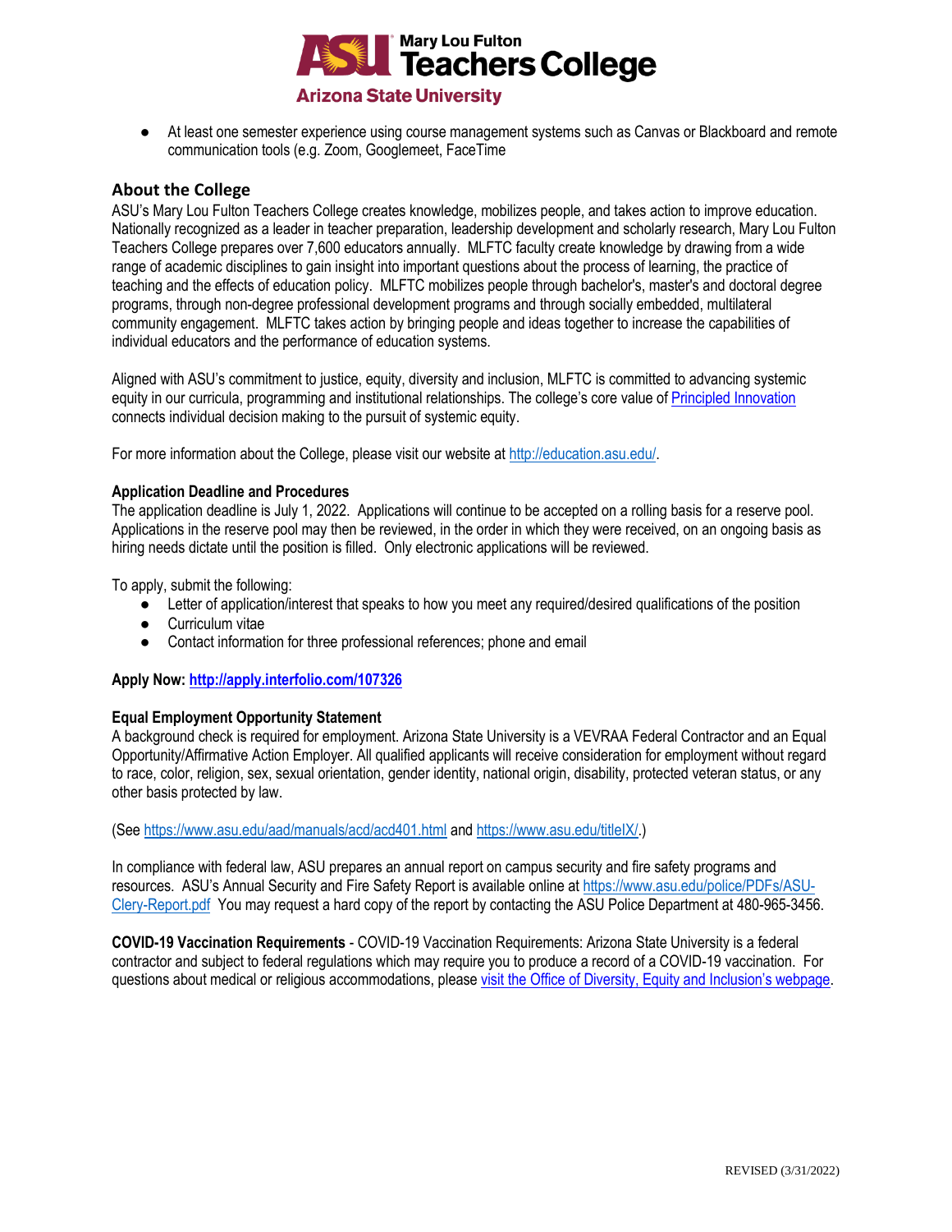- At least one semester experience using course management systems such as Canvas or Blackboard and remote communication tools (e.g. Zoom, Googlemeet, FaceTime

## About the College

ASU's Mary Lou Fulton Teachers College creates knowledge, mobilizes people, and takes action to improve education. Nationally recognized as a leader in teacher preparation, leadership development and scholarly research, Mary Lou Fulton Teachers College prepares over 7,600 educators annually. MLFTC faculty create knowledge by drawing from a wide range of academic disciplines to gain insight into important questions about the process of learning, the practice of teaching and the effects of education policy. MLFTC mobilizes people through bachelor's, master's and doctoral degree programs, through non-degree professional development programs and through socially embedded, multilateral community engagement. MLFTC takes action by bringing people and ideas together to increase the capabilities of individual educators and the performance of education systems.

Aligned with ASU's commitment to justice, equity, diversity and inclusion, MLFTC is committed to advancing systemic equity in our curricula, programming and institutional relationships. The college's core value of Principled Innovation connects individual decision making to the pursuit of systemic equity.

For more information about the College, please visit our website at http://education.asu.edu/.

**Application Deadline and Procedures**

The application deadline is July 1, 2022. Applications will continue to be accepted on a rolling basis for a reserve pool. Applications in the reserve pool may then be reviewed, in the order in which they were received, on an ongoing basis as hiring needs dictate until the position is filled. Only electronic applications will be reviewed.

To apply, submit the following:

- Letter of application/interest that speaks to how you meet any required/desired qualifications of the position
- Curriculum vitae
- Contact information for three professional references; phone and email

**Apply Now: http://apply.interfolio.com/107326**

**Equal Employment Opportunity Statement**

A background check is required for employment. Arizona State University is a VEVRAA Federal Contractor and an Equal Opportunity/Affirmative Action Employer. All qualified applicants will receive consideration for employment without regard to race, color, religion, sex, sexual orientation, gender identity, national origin, disability, protected veteran status, or any other basis protected by law.

(See https://www.asu.edu/aad/manuals/acd/acd401.html and https://www.asu.edu/titleIX/.)

In compliance with federal law, ASU prepares an annual report on campus security and fire safety programs and resources. ASU's Annual Security and Fire Safety Report is available online at https://www.asu.edu/police/PDFs/ASU-Clery-Report.pdf You may request a hard copy of the report by contacting the ASU Police Department at 480-965-3456.

**COVID-19 Vaccination Requirements** - COVID-19 Vaccination Requirements: Arizona State University is a federal contractor and subject to federal regulations which may require you to produce a record of a COVID-19 vaccination. For questions about medical or religious accommodations, please visit the Office of Diversity, Equity and Inclusion's webpage.

REVISED (3/31/2022)